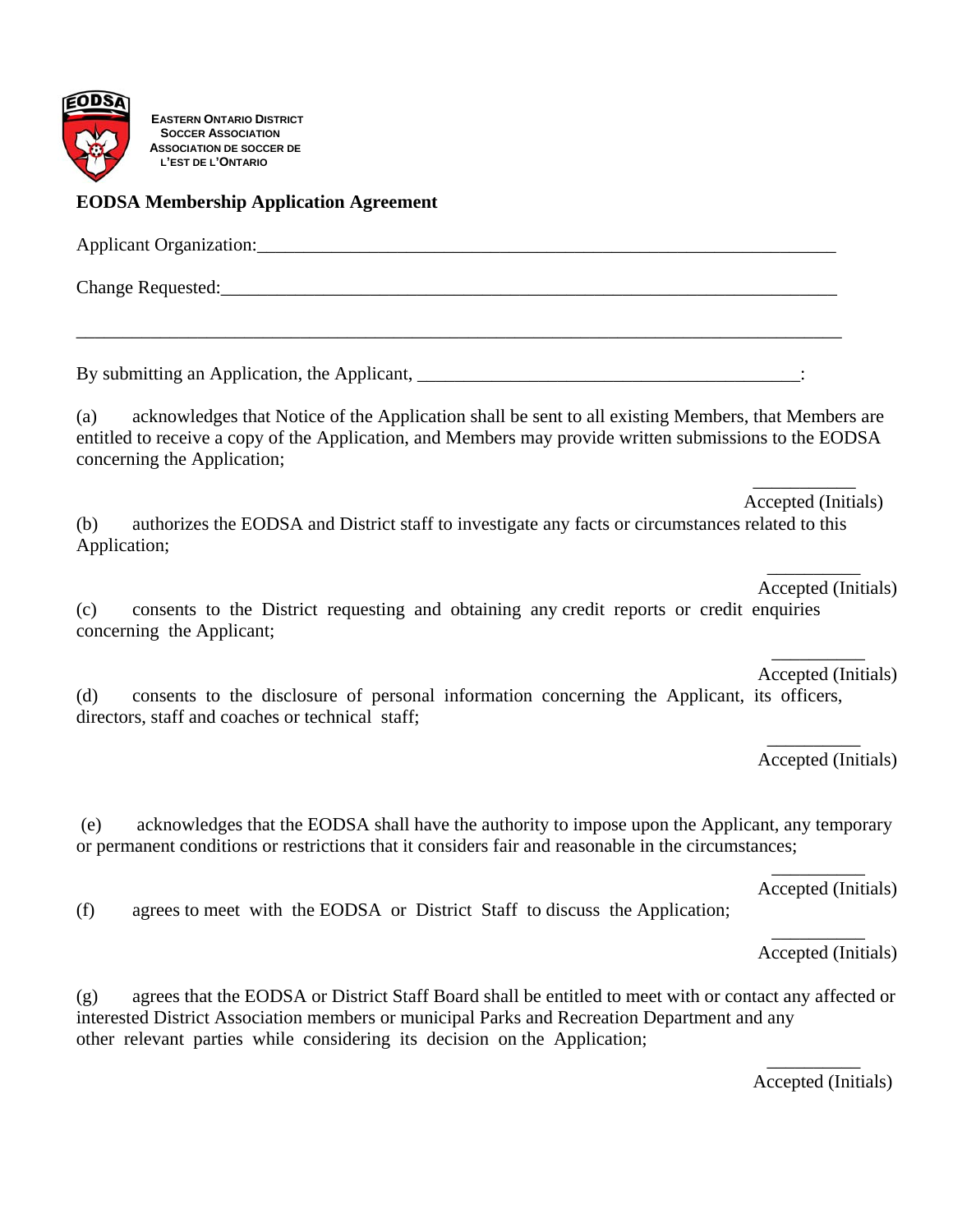EASTERN ONTARIO DISTRICT SOCCER ASSOCIATION
ASSOCIATION DE SOCCER DE L'EST DE L'ONTARIO

**EODSA Membership Application Agreement**

Applicant Organization:_______________________________________________________________

Change Requested:___________________________________________________________________

_______________________________________________________________________________

By submitting an Application, the Applicant, ________________________________________:

(a) acknowledges that Notice of the Application shall be sent to all existing Members, that Members are entitled to receive a copy of the Application, and Members may provide written submissions to the EODSA concerning the Application;

___________ Accepted (Initials)

(b) authorizes the EODSA and District staff to investigate any facts or circumstances related to this Application;

__________ Accepted (Initials)

(c) consents to the District requesting and obtaining any credit reports or credit enquiries concerning the Applicant;

__________ Accepted (Initials)

(d) consents to the disclosure of personal information concerning the Applicant, its officers, directors, staff and coaches or technical staff;

__________ Accepted (Initials)

(e) acknowledges that the EODSA shall have the authority to impose upon the Applicant, any temporary or permanent conditions or restrictions that it considers fair and reasonable in the circumstances;

__________ Accepted (Initials)

(f) agrees to meet with the EODSA or District Staff to discuss the Application;

__________ Accepted (Initials)

(g) agrees that the EODSA or District Staff Board shall be entitled to meet with or contact any affected or interested District Association members or municipal Parks and Recreation Department and any other relevant parties while considering its decision on the Application;

__________ Accepted (Initials)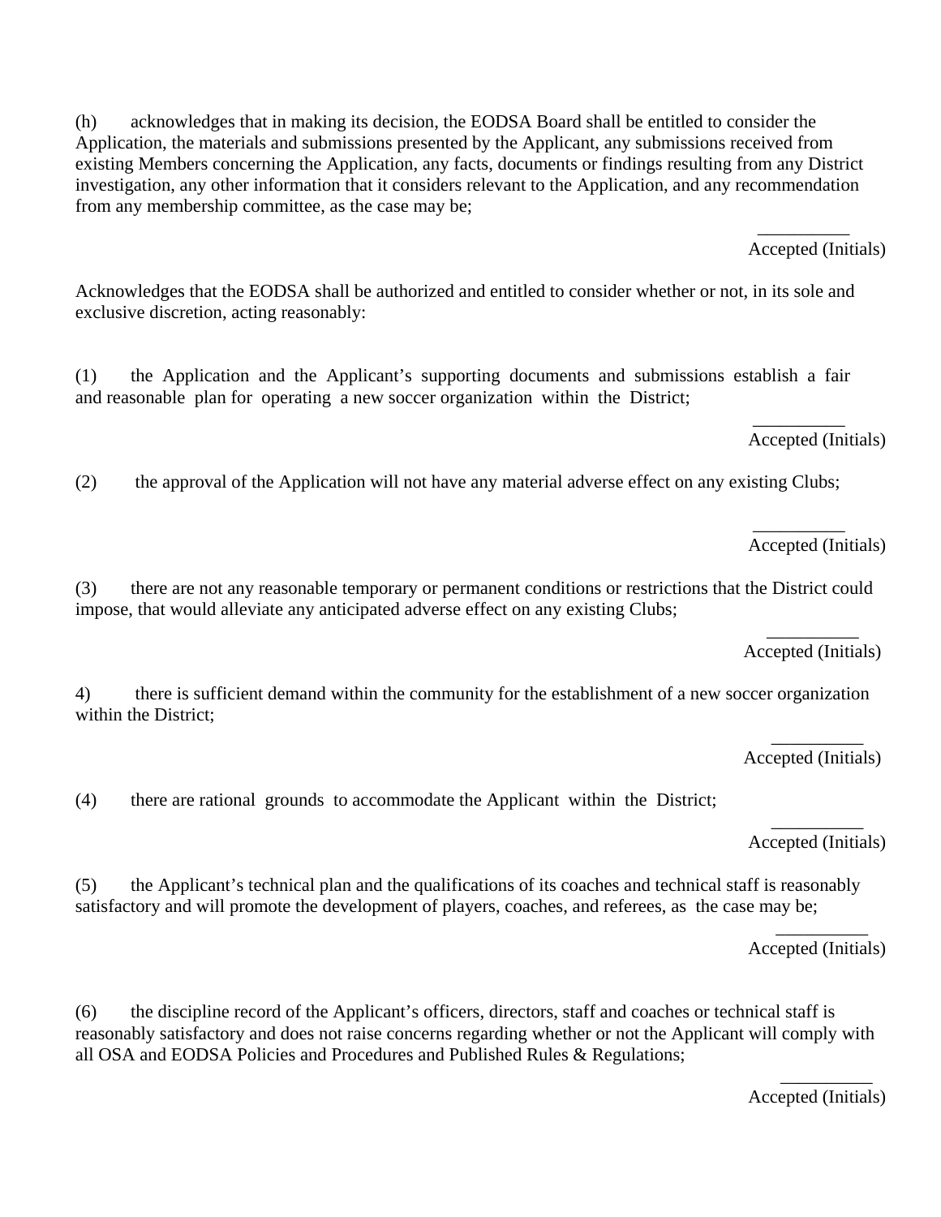(h) acknowledges that in making its decision, the EODSA Board shall be entitled to consider the Application, the materials and submissions presented by the Applicant, any submissions received from existing Members concerning the Application, any facts, documents or findings resulting from any District investigation, any other information that it considers relevant to the Application, and any recommendation from any membership committee, as the case may be;

__________
Accepted (Initials)

Acknowledges that the EODSA shall be authorized and entitled to consider whether or not, in its sole and exclusive discretion, acting reasonably:

(1) the Application and the Applicant's supporting documents and submissions establish a fair and reasonable plan for operating a new soccer organization within the District;

__________
Accepted (Initials)

(2) the approval of the Application will not have any material adverse effect on any existing Clubs;

__________
Accepted (Initials)

(3) there are not any reasonable temporary or permanent conditions or restrictions that the District could impose, that would alleviate any anticipated adverse effect on any existing Clubs;

__________
Accepted (Initials)

4) there is sufficient demand within the community for the establishment of a new soccer organization within the District;

__________
Accepted (Initials)

(4) there are rational grounds to accommodate the Applicant within the District;

__________
Accepted (Initials)

(5) the Applicant's technical plan and the qualifications of its coaches and technical staff is reasonably satisfactory and will promote the development of players, coaches, and referees, as the case may be;

__________
Accepted (Initials)

(6) the discipline record of the Applicant's officers, directors, staff and coaches or technical staff is reasonably satisfactory and does not raise concerns regarding whether or not the Applicant will comply with all OSA and EODSA Policies and Procedures and Published Rules & Regulations;

__________
Accepted (Initials)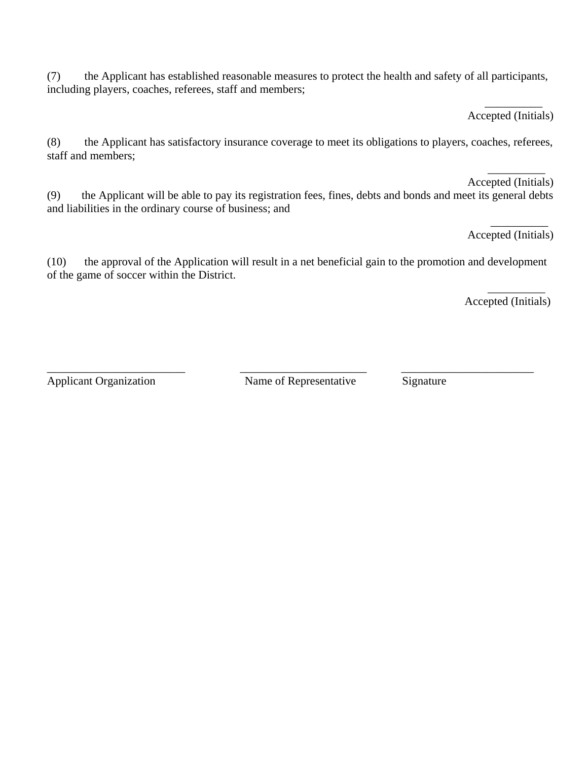(7) the Applicant has established reasonable measures to protect the health and safety of all participants, including players, coaches, referees, staff and members;

__________
Accepted (Initials)

(8) the Applicant has satisfactory insurance coverage to meet its obligations to players, coaches, referees, staff and members;

__________
Accepted (Initials)

(9) the Applicant will be able to pay its registration fees, fines, debts and bonds and meet its general debts and liabilities in the ordinary course of business; and

__________
Accepted (Initials)

(10) the approval of the Application will result in a net beneficial gain to the promotion and development of the game of soccer within the District.

__________
Accepted (Initials)

________________________ ______________________ _______________________
Applicant Organization Name of Representative Signature